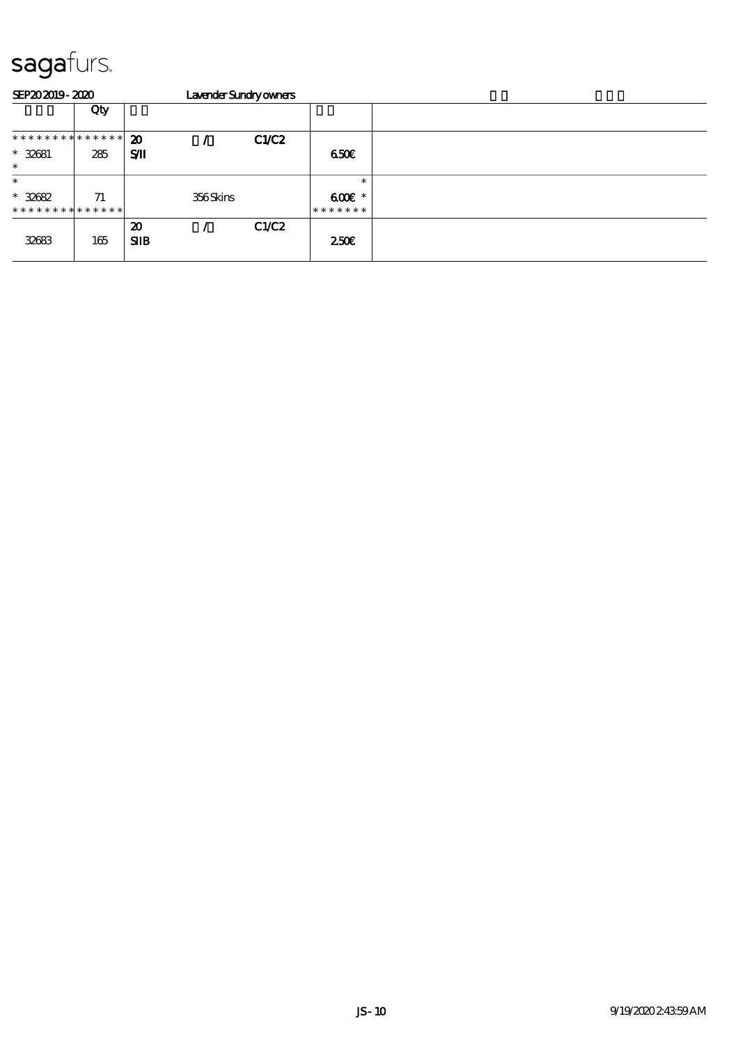# sagafurs.

SEP20 2019 - 2020 Lavender Sundry owners

| | Qty | | | | | |
|---|---|---|---|---|---|---|
| ************** | | 20 | / | C1/C2 | | |
| * 32681 | 285 | S/II | | | 6.50€ | |
| * | | | | | | |
| * | | | | | * | |
| * 32682 | 71 | | 356 Skins | | 6.00€ * | |
| ************** | | | | | ******* | |
| | | 20 | / | C1/C2 | | |
| 32683 | 165 | SIIB | | | 2.50€ | |

JS - 10 9/19/2020 2:43:59 AM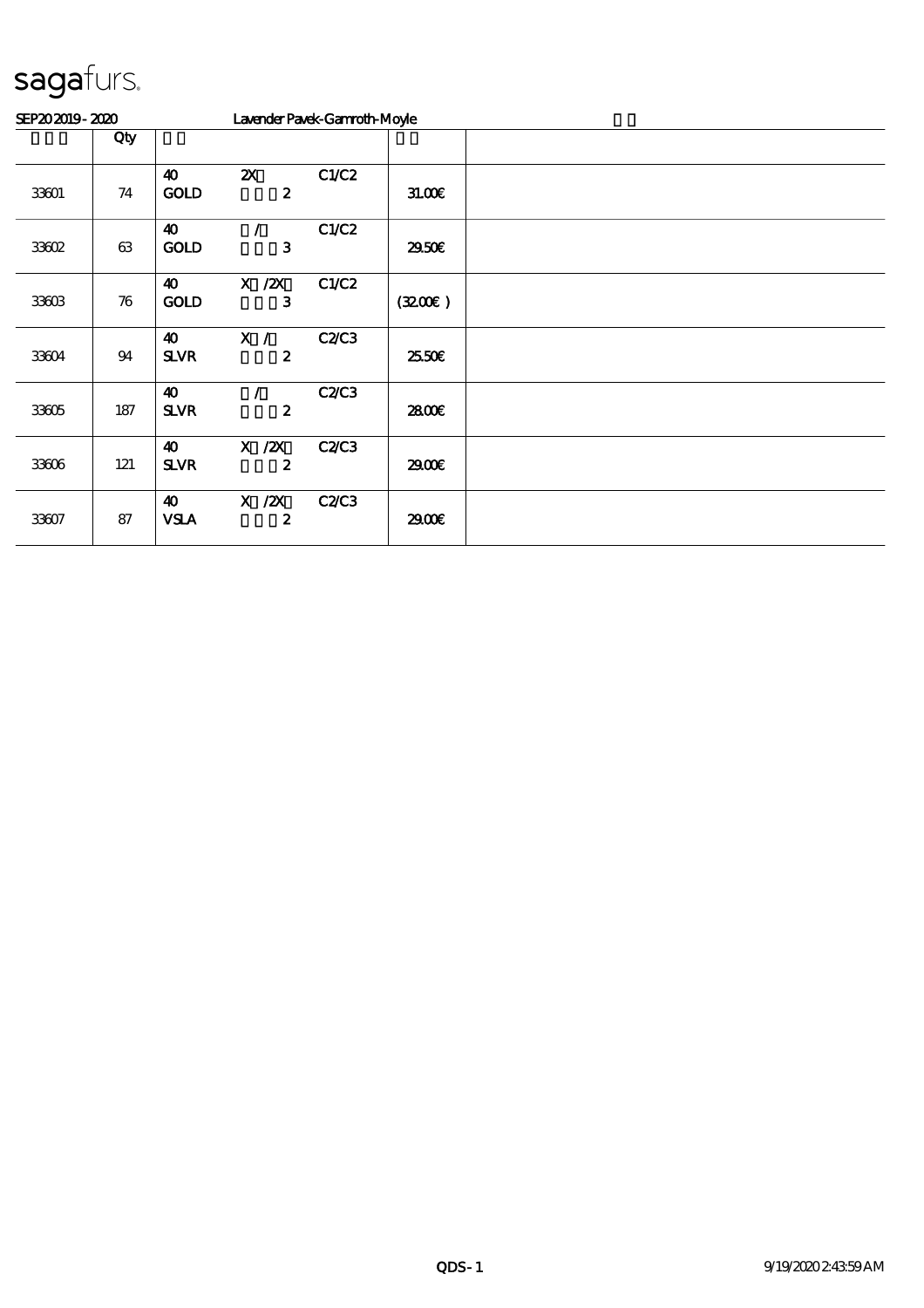sagafurs.

SEP20 2019 - 2020 Lavender Pavek-Gamroth-Moyle

| | Qty | | | | | |
|---|---|---|---|---|---|---|
| 33601 | 74 | 40 GOLD | 2X 2 | C1/C2 | 31.00€ | |
| 33602 | 63 | 40 GOLD | / 3 | C1/C2 | 29.50€ | |
| 33603 | 76 | 40 GOLD | X /2X 3 | C1/C2 | (32.00€ ) | |
| 33604 | 94 | 40 SLVR | X / 2 | C2/C3 | 25.50€ | |
| 33605 | 187 | 40 SLVR | / 2 | C2/C3 | 28.00€ | |
| 33606 | 121 | 40 SLVR | X /2X 2 | C2/C3 | 29.00€ | |
| 33607 | 87 | 40 VSLA | X /2X 2 | C2/C3 | 29.00€ | |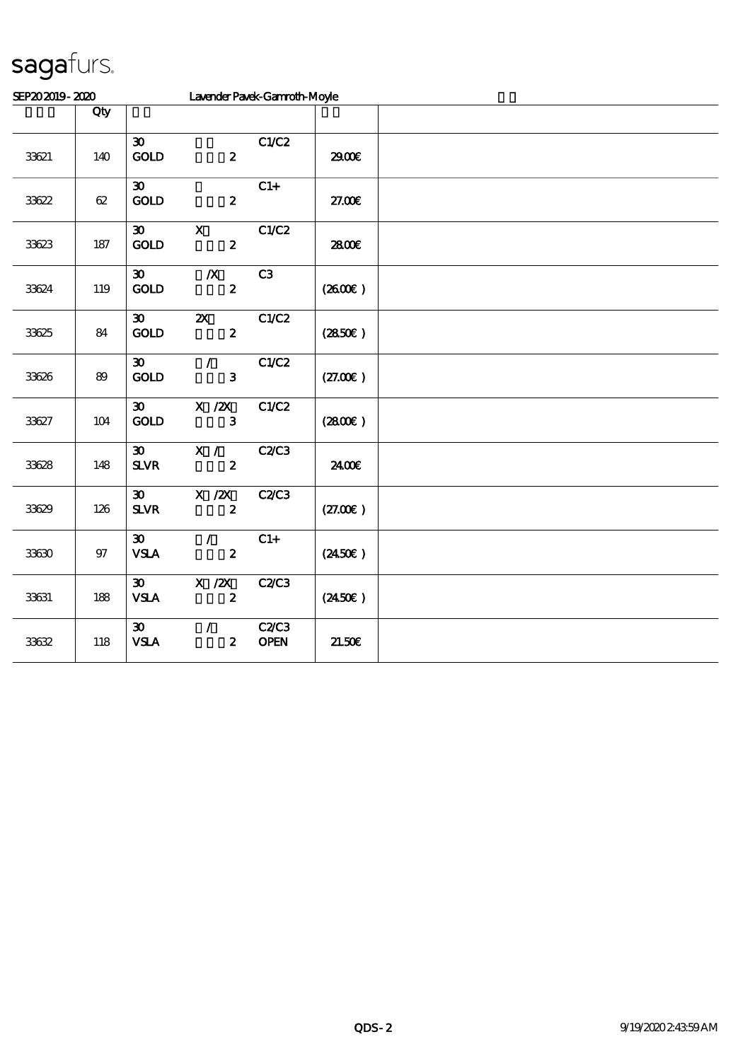sagafurs.

SEP20 2019 - 2020 Lavender Pavek-Gamroth-Moyle

| | Qty | | | | | |
|---|---|---|---|---|---|---|
| 33621 | 140 | 30 GOLD | 2 | C1/C2 | 29.00€ | |
| 33622 | 62 | 30 GOLD | 2 | C1+ | 27.00€ | |
| 33623 | 187 | 30 GOLD | X 2 | C1/C2 | 28.00€ | |
| 33624 | 119 | 30 GOLD | /X 2 | C3 | (26.00€ ) | |
| 33625 | 84 | 30 GOLD | 2X 2 | C1/C2 | (28.50€ ) | |
| 33626 | 89 | 30 GOLD | / 3 | C1/C2 | (27.00€ ) | |
| 33627 | 104 | 30 GOLD | X /2X 3 | C1/C2 | (28.00€ ) | |
| 33628 | 148 | 30 SLVR | X / 2 | C2/C3 | 24.00€ | |
| 33629 | 126 | 30 SLVR | X /2X 2 | C2/C3 | (27.00€ ) | |
| 33630 | 97 | 30 VSLA | / 2 | C1+ | (24.50€ ) | |
| 33631 | 188 | 30 VSLA | X /2X 2 | C2/C3 | (24.50€ ) | |
| 33632 | 118 | 30 VSLA | / 2 | C2/C3 OPEN | 21.50€ | |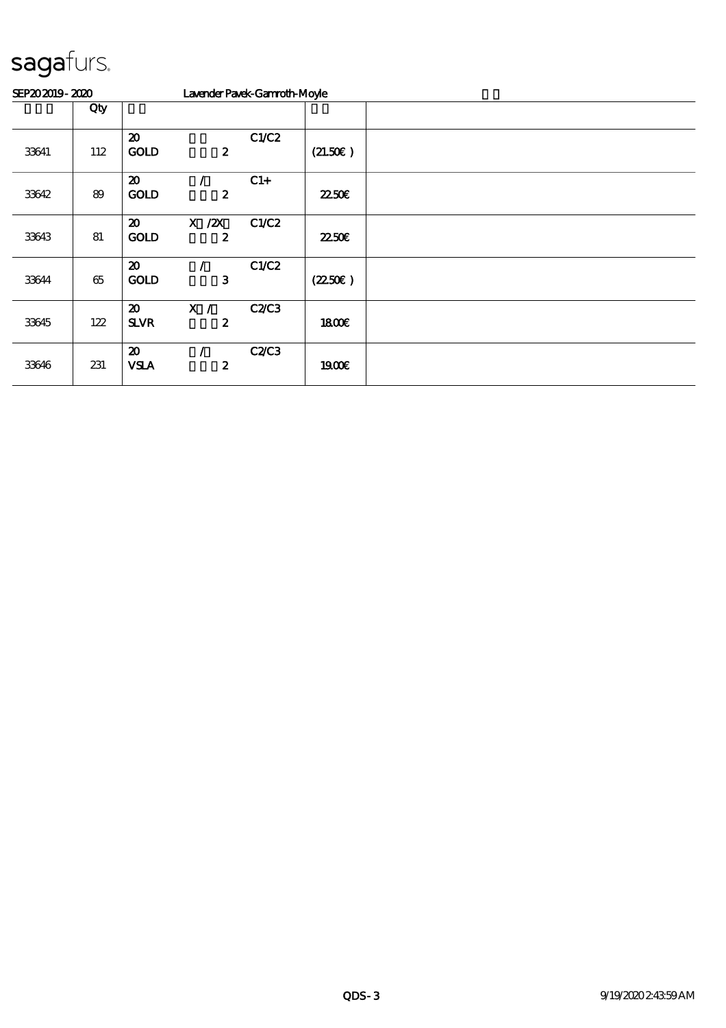sagafurs.

SEP20 2019 - 2020 Lavender Pavek-Gamroth-Moyle

| | Qty | | |
|---|---|---|---|
| 33641 | 112 | 20 GOLD 2 C1/C2 | (21.50€ ) |
| 33642 | 89 | 20 / GOLD 2 C1+ | 22.50€ |
| 33643 | 81 | 20 X /2X GOLD 2 C1/C2 | 22.50€ |
| 33644 | 65 | 20 / GOLD 3 C1/C2 | (22.50€ ) |
| 33645 | 122 | 20 X / SLVR 2 C2/C3 | 18.00€ |
| 33646 | 231 | 20 / VSLA 2 C2/C3 | 19.00€ |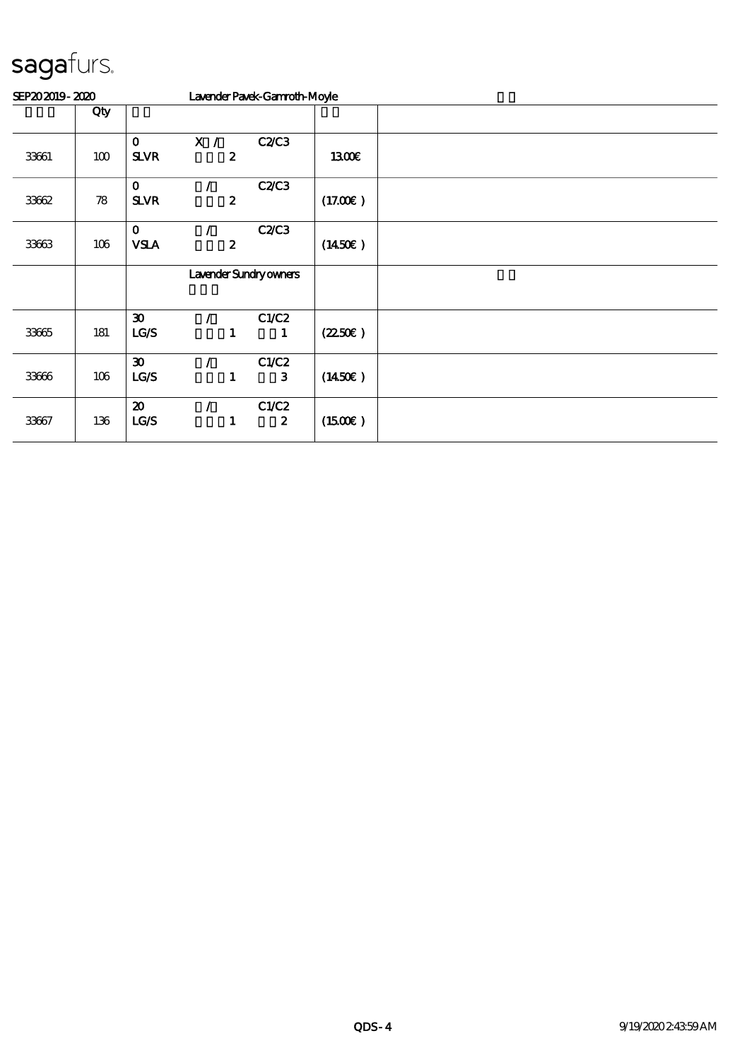sagafurs.

SEP20 2019 - 2020 Lavender Pavek-Gamroth-Moyle

| | Qty | | | | | |
|---|---|---|---|---|---|---|
| 33661 | 100 | 0<br>SLVR | X /<br>2 | C2/C3 | 13.00€ | |
| 33662 | 78 | 0<br>SLVR | /<br>2 | C2/C3 | (17.00€ ) | |
| 33663 | 106 | 0<br>VSLA | /<br>2 | C2/C3 | (14.50€ ) | |
| | | | Lavender Sundry owners | | | |
| 33665 | 181 | 30<br>LG/S | /<br>1 | C1/C2<br>1 | (22.50€ ) | |
| 33666 | 106 | 30<br>LG/S | /<br>1 | C1/C2<br>3 | (14.50€ ) | |
| 33667 | 136 | 20<br>LG/S | /<br>1 | C1/C2<br>2 | (15.00€ ) | |

QDS - 4 9/19/2020 2:43:59 AM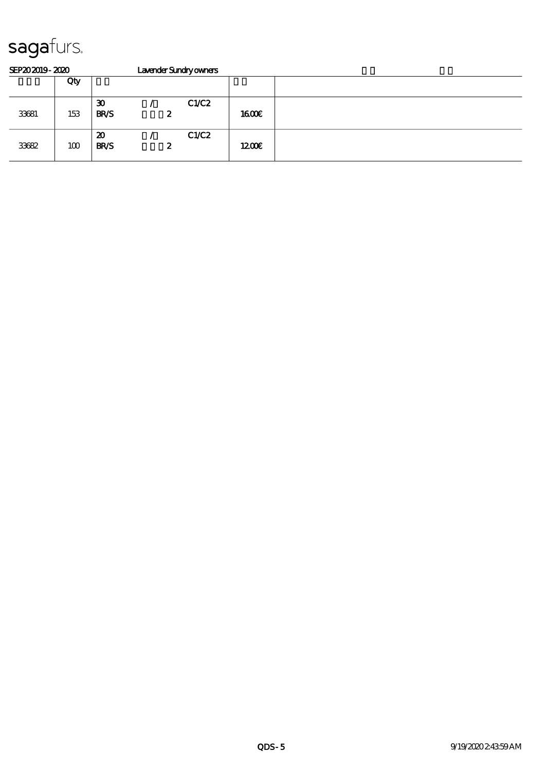sagafurs.

SEP20 2019 - 2020 Lavender Sundry owners

| | Qty | | | |
|---|---|---|---|---|
| 33681 | 153 | 30 / C1/C2<br>BR/S 2 | 16.00€ | |
| 33682 | 100 | 20 / C1/C2<br>BR/S 2 | 12.00€ | |

QDS - 5 9/19/2020 2:43:59 AM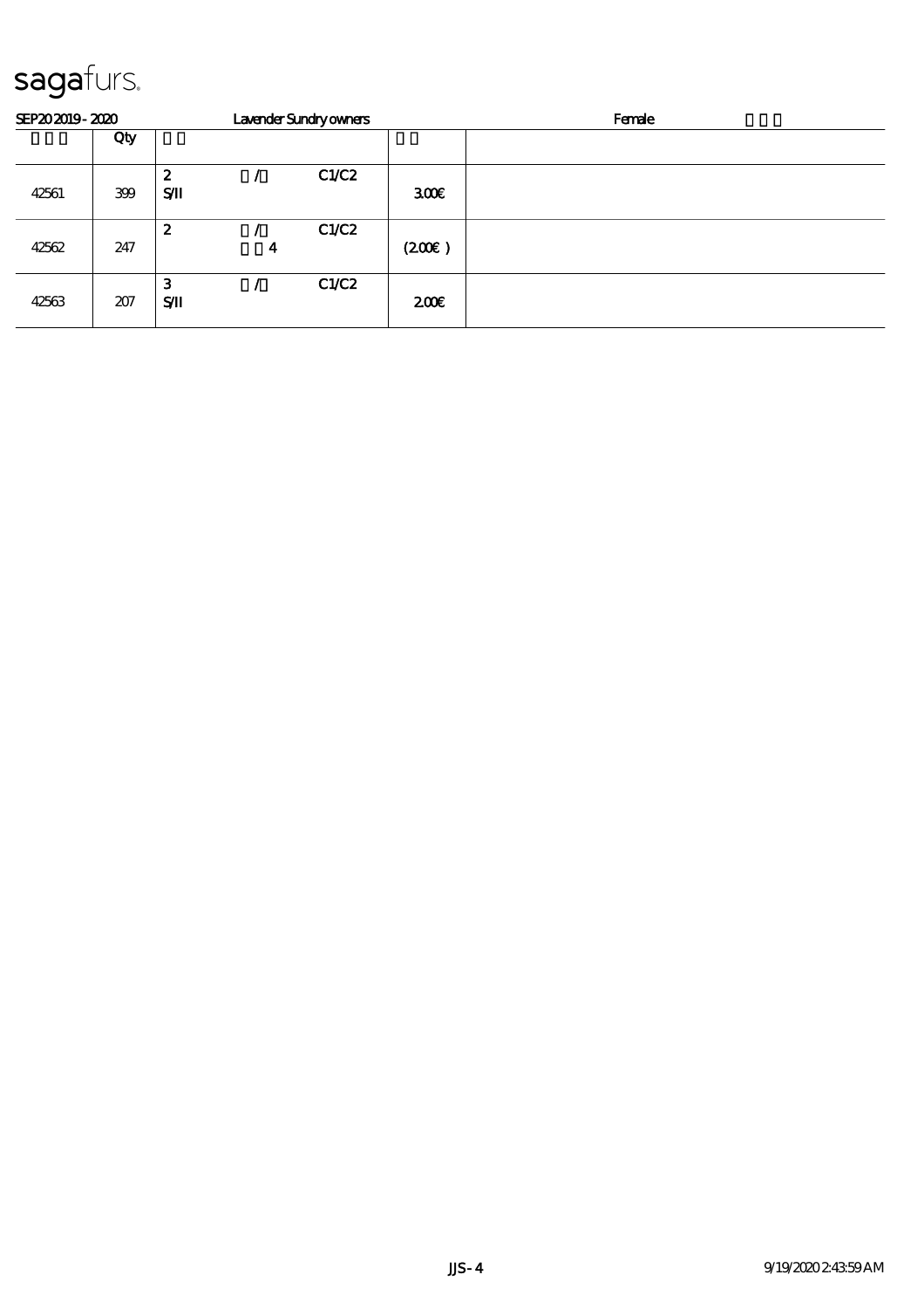sagafurs.

SEP20 2019 - 2020 Lavender Sundry owners Female

| | Qty | | | | | |
|---|---|---|---|---|---|---|
| 42561 | 399 | 2 S/II | / | C1/C2 | 300€ | |
| 42562 | 247 | 2 | / 4 | C1/C2 | (200€ ) | |
| 42563 | 207 | 3 S/II | / | C1/C2 | 200€ | |

JJS - 4 9/19/2020 2:43:59 AM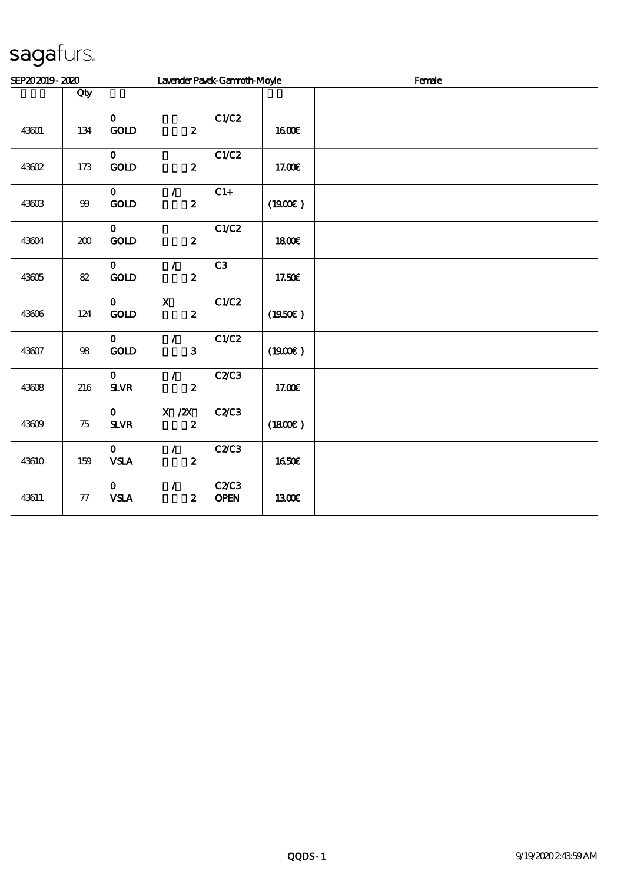sagafurs.

SEP20 2019 - 2020 Lavender Pavek-Gamroth-Moyle Female

| | Qty | | | | | |
|---|---|---|---|---|---|---|
| 43601 | 134 | 0 GOLD | 2 | C1/C2 | 16.00€ | |
| 43602 | 173 | 0 GOLD | 2 | C1/C2 | 17.00€ | |
| 43603 | 99 | 0 GOLD | / 2 | C1+ | (19.00€ ) | |
| 43604 | 200 | 0 GOLD | 2 | C1/C2 | 18.00€ | |
| 43605 | 82 | 0 GOLD | / 2 | C3 | 17.50€ | |
| 43606 | 124 | 0 GOLD | X 2 | C1/C2 | (19.50€ ) | |
| 43607 | 98 | 0 GOLD | / 3 | C1/C2 | (19.00€ ) | |
| 43608 | 216 | 0 SLVR | / 2 | C2/C3 | 17.00€ | |
| 43609 | 75 | 0 SLVR | X /2X 2 | C2/C3 | (18.00€ ) | |
| 43610 | 159 | 0 VSLA | / 2 | C2/C3 | 16.50€ | |
| 43611 | 77 | 0 VSLA | / 2 | C2/C3 OPEN | 13.00€ | |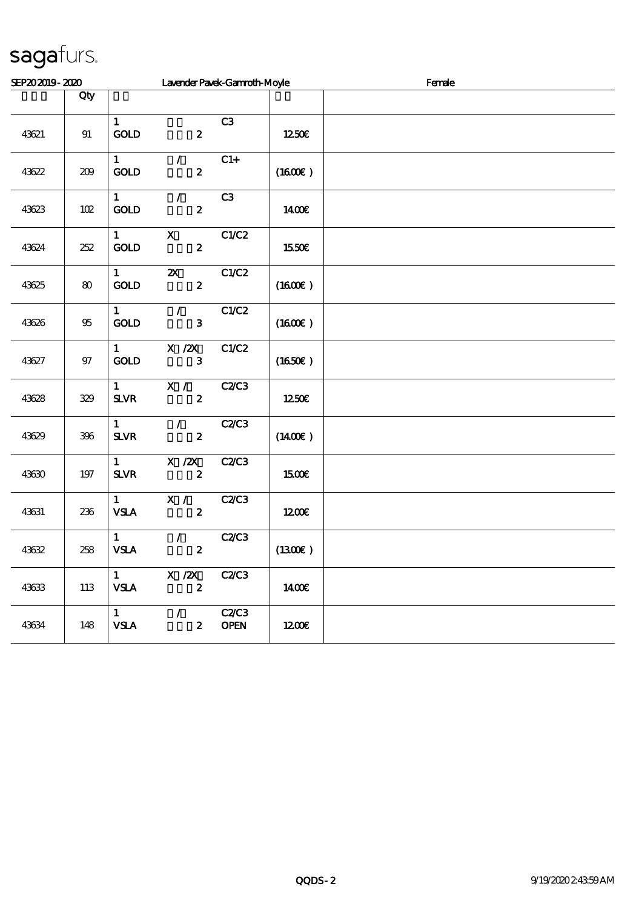# sagafurs.

SEP20 2019 - 2020 Lavender Pavek-Gamroth-Moyle Female

| | Qty | | | | | |
|---|---|---|---|---|---|---|
| 43621 | 91 | 1 GOLD | 2 | C3 | 12.50€ | |
| 43622 | 209 | 1 GOLD | / 2 | C1+ | (16.00€ ) | |
| 43623 | 102 | 1 GOLD | / 2 | C3 | 14.00€ | |
| 43624 | 252 | 1 GOLD | X 2 | C1/C2 | 15.50€ | |
| 43625 | 80 | 1 GOLD | 2X 2 | C1/C2 | (16.00€ ) | |
| 43626 | 95 | 1 GOLD | / 3 | C1/C2 | (16.00€ ) | |
| 43627 | 97 | 1 GOLD | X /2X 3 | C1/C2 | (16.50€ ) | |
| 43628 | 329 | 1 SLVR | X / 2 | C2/C3 | 12.50€ | |
| 43629 | 396 | 1 SLVR | / 2 | C2/C3 | (14.00€ ) | |
| 43630 | 197 | 1 SLVR | X /2X 2 | C2/C3 | 15.00€ | |
| 43631 | 236 | 1 VSLA | X / 2 | C2/C3 | 12.00€ | |
| 43632 | 258 | 1 VSLA | / 2 | C2/C3 | (13.00€ ) | |
| 43633 | 113 | 1 VSLA | X /2X 2 | C2/C3 | 14.00€ | |
| 43634 | 148 | 1 VSLA | / 2 | C2/C3 OPEN | 12.00€ | |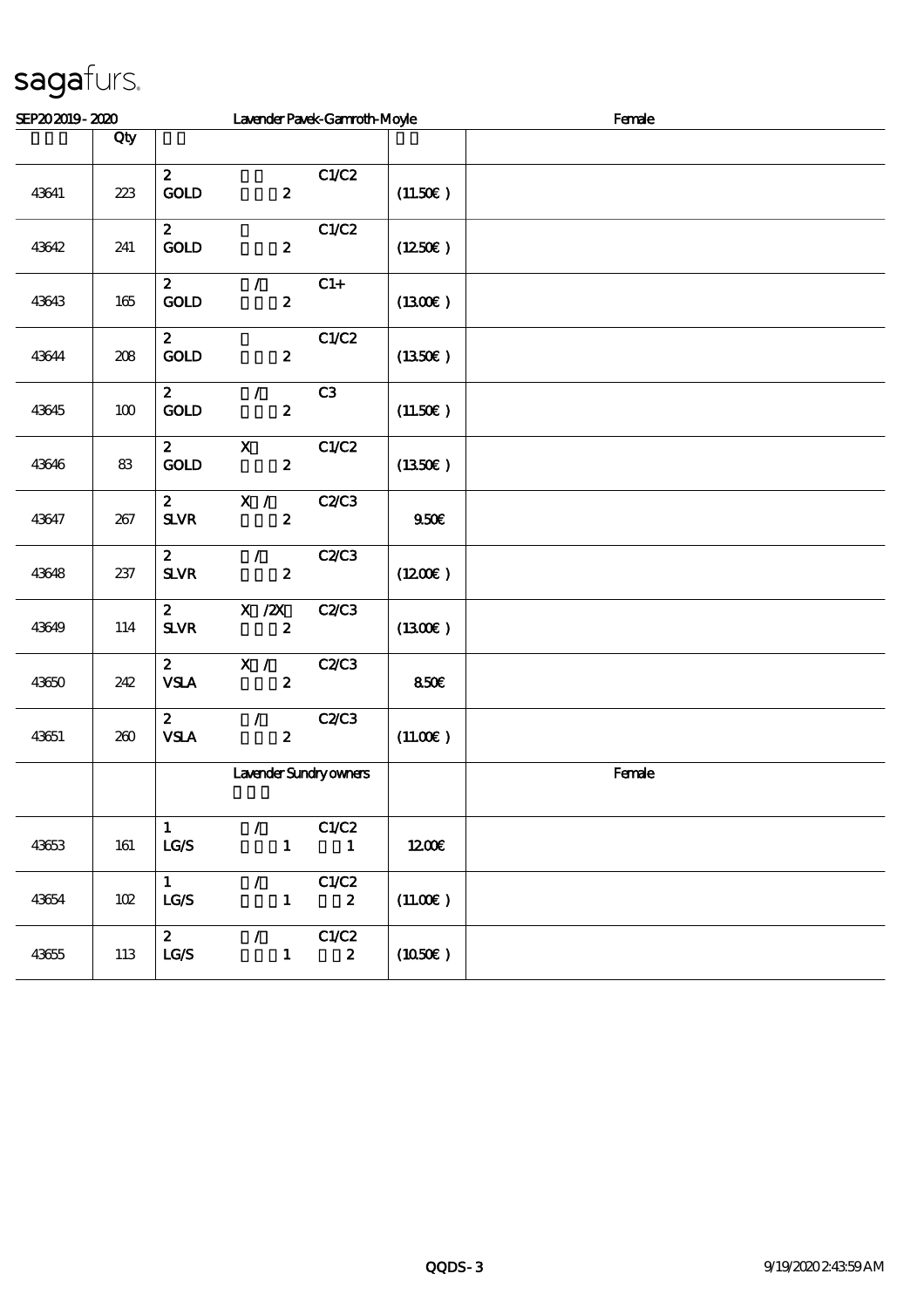sagafurs.

| SEP20 2019 - 2020 | | Lavender Pavek-Gamroth-Moyle | | Female |
|---|---|---|---|---|
| | Qty | | | |
| 43641 | 223 | 2 C1/C2<br>GOLD 2 | (11.50€) | |
| 43642 | 241 | 2 C1/C2<br>GOLD 2 | (12.50€) | |
| 43643 | 165 | 2 / C1+<br>GOLD 2 | (13.00€) | |
| 43644 | 208 | 2 C1/C2<br>GOLD 2 | (13.50€) | |
| 43645 | 100 | 2 / C3<br>GOLD 2 | (11.50€) | |
| 43646 | 83 | 2 X C1/C2<br>GOLD 2 | (13.50€) | |
| 43647 | 267 | 2 X / C2/C3<br>SLVR 2 | 9.50€ | |
| 43648 | 237 | 2 / C2/C3<br>SLVR 2 | (12.00€) | |
| 43649 | 114 | 2 X /2X C2/C3<br>SLVR 2 | (13.00€) | |
| 43650 | 242 | 2 X / C2/C3<br>VSLA 2 | 8.50€ | |
| 43651 | 260 | 2 / C2/C3<br>VSLA 2 | (11.00€) | |
| | | Lavender Sundry owners | | Female |
| 43653 | 161 | 1 / C1/C2<br>LG/S 1 1 | 12.00€ | |
| 43654 | 102 | 1 / C1/C2<br>LG/S 1 2 | (11.00€) | |
| 43655 | 113 | 2 / C1/C2<br>LG/S 1 2 | (10.50€) | |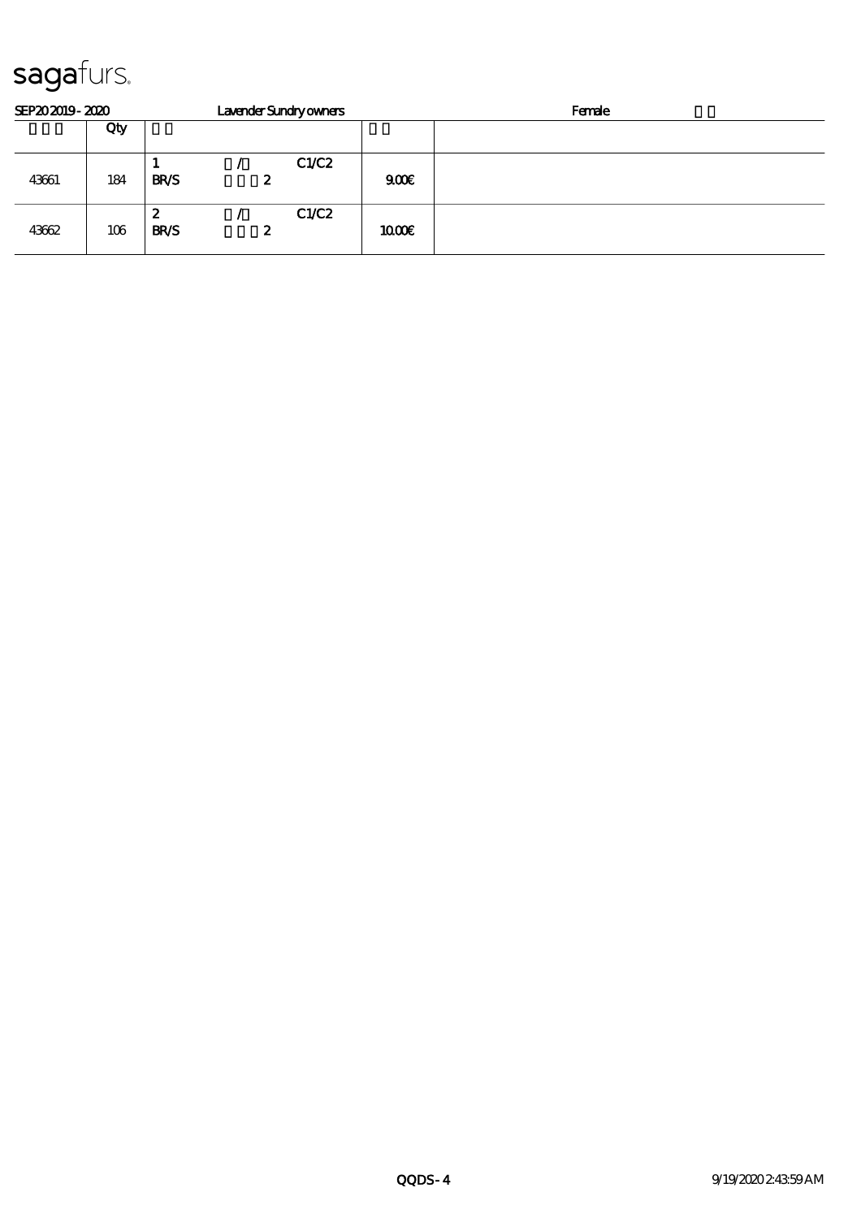sagafurs.

SEP20 2019 - 2020 Lavender Sundry owners Female

| | Qty | | | | | |
|---|---|---|---|---|---|---|
| 43661 | 184 | 1<br>BR/S | /<br>2 | C1/C2 | 9.00€ | |
| 43662 | 106 | 2<br>BR/S | /<br>2 | C1/C2 | 10.00€ | |

QQDS - 4 9/19/2020 2:43:59 AM